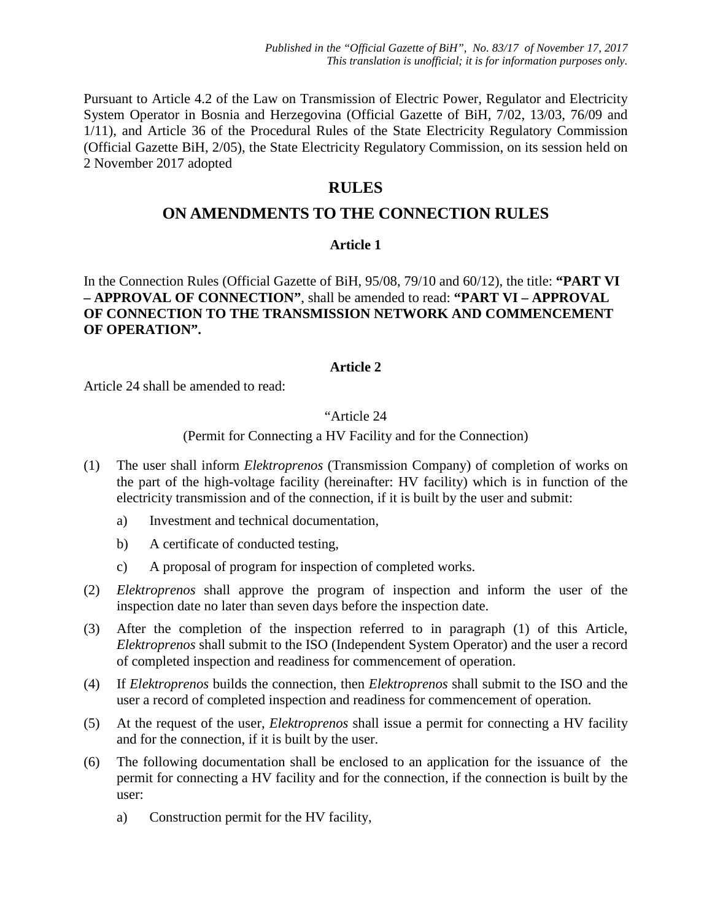*Published in the "Official Gazette of BiH", No. 83/17 of November 17, 2017*
*This translation is unofficial; it is for information purposes only.*

Pursuant to Article 4.2 of the Law on Transmission of Electric Power, Regulator and Electricity System Operator in Bosnia and Herzegovina (Official Gazette of BiH, 7/02, 13/03, 76/09 and 1/11), and Article 36 of the Procedural Rules of the State Electricity Regulatory Commission (Official Gazette BiH, 2/05), the State Electricity Regulatory Commission, on its session held on 2 November 2017 adopted

# RULES

# ON AMENDMENTS TO THE CONNECTION RULES

### Article 1

In the Connection Rules (Official Gazette of BiH, 95/08, 79/10 and 60/12), the title: **"PART VI – APPROVAL OF CONNECTION"**, shall be amended to read: **"PART VI – APPROVAL OF CONNECTION TO THE TRANSMISSION NETWORK AND COMMENCEMENT OF OPERATION".**

### Article 2

Article 24 shall be amended to read:

"Article 24

(Permit for Connecting a HV Facility and for the Connection)

(1) The user shall inform *Elektroprenos* (Transmission Company) of completion of works on the part of the high-voltage facility (hereinafter: HV facility) which is in function of the electricity transmission and of the connection, if it is built by the user and submit:

   a) Investment and technical documentation,

   b) A certificate of conducted testing,

   c) A proposal of program for inspection of completed works.

(2) *Elektroprenos* shall approve the program of inspection and inform the user of the inspection date no later than seven days before the inspection date.

(3) After the completion of the inspection referred to in paragraph (1) of this Article, *Elektroprenos* shall submit to the ISO (Independent System Operator) and the user a record of completed inspection and readiness for commencement of operation.

(4) If *Elektroprenos* builds the connection, then *Elektroprenos* shall submit to the ISO and the user a record of completed inspection and readiness for commencement of operation.

(5) At the request of the user, *Elektroprenos* shall issue a permit for connecting a HV facility and for the connection, if it is built by the user.

(6) The following documentation shall be enclosed to an application for the issuance of the permit for connecting a HV facility and for the connection, if the connection is built by the user:

   a) Construction permit for the HV facility,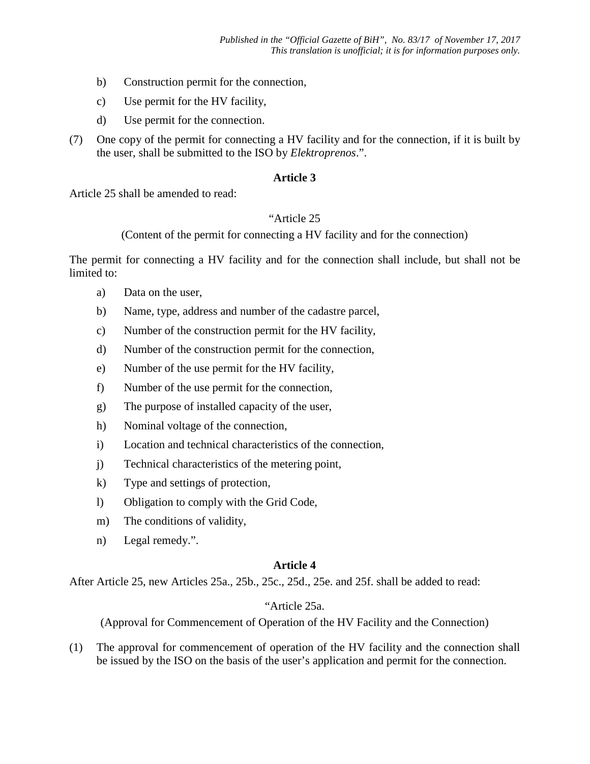b) Construction permit for the connection,

c) Use permit for the HV facility,

d) Use permit for the connection.

(7) One copy of the permit for connecting a HV facility and for the connection, if it is built by the user, shall be submitted to the ISO by *Elektroprenos*.".

**Article 3**

Article 25 shall be amended to read:

"Article 25

(Content of the permit for connecting a HV facility and for the connection)

The permit for connecting a HV facility and for the connection shall include, but shall not be limited to:

a) Data on the user,

b) Name, type, address and number of the cadastre parcel,

c) Number of the construction permit for the HV facility,

d) Number of the construction permit for the connection,

e) Number of the use permit for the HV facility,

f) Number of the use permit for the connection,

g) The purpose of installed capacity of the user,

h) Nominal voltage of the connection,

i) Location and technical characteristics of the connection,

j) Technical characteristics of the metering point,

k) Type and settings of protection,

l) Obligation to comply with the Grid Code,

m) The conditions of validity,

n) Legal remedy.".

**Article 4**

After Article 25, new Articles 25a., 25b., 25c., 25d., 25e. and 25f. shall be added to read:

"Article 25a.

(Approval for Commencement of Operation of the HV Facility and the Connection)

(1) The approval for commencement of operation of the HV facility and the connection shall be issued by the ISO on the basis of the user's application and permit for the connection.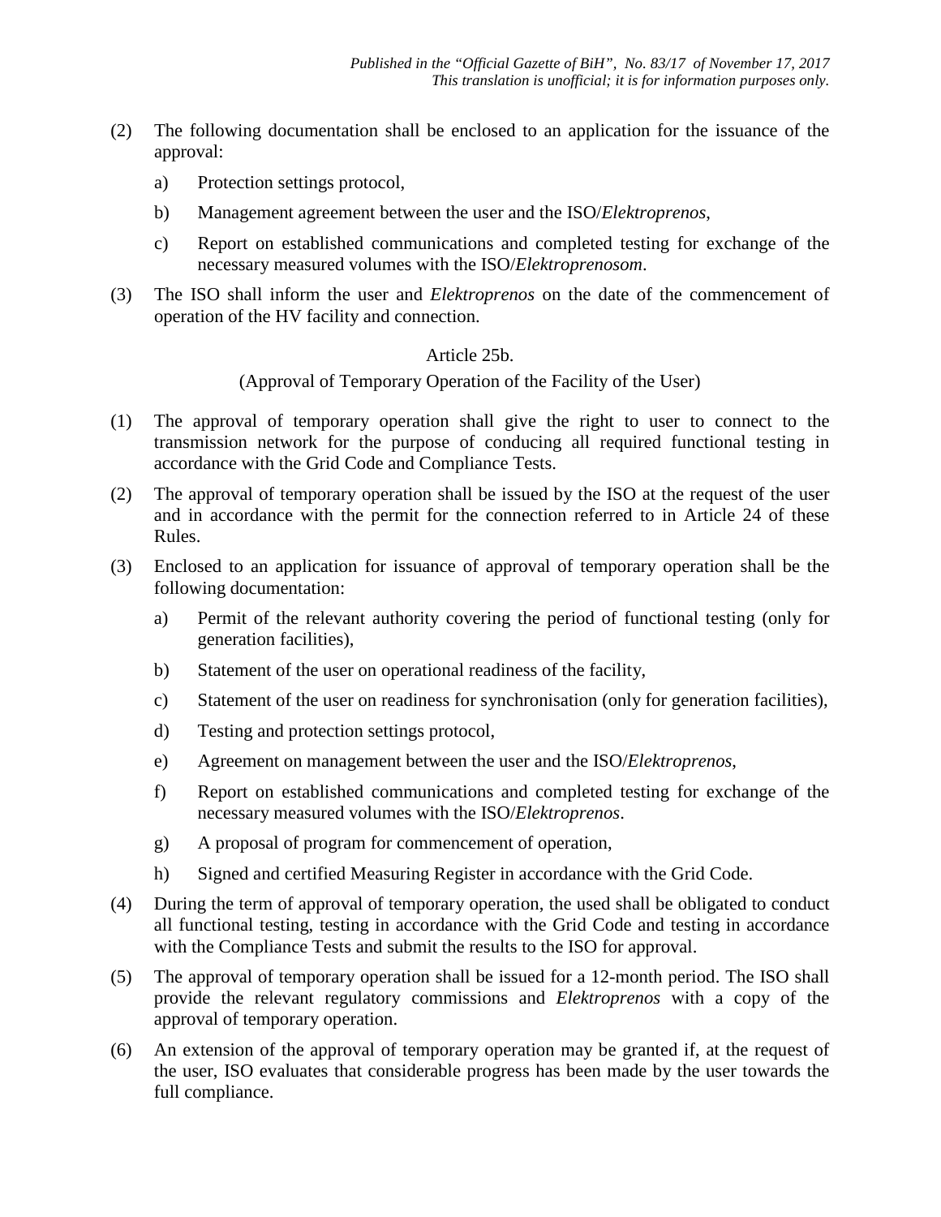(2) The following documentation shall be enclosed to an application for the issuance of the approval:

a) Protection settings protocol,

b) Management agreement between the user and the ISO/*Elektroprenos*,

c) Report on established communications and completed testing for exchange of the necessary measured volumes with the ISO/*Elektroprenosom*.

(3) The ISO shall inform the user and *Elektroprenos* on the date of the commencement of operation of the HV facility and connection.

Article 25b.

(Approval of Temporary Operation of the Facility of the User)

(1) The approval of temporary operation shall give the right to user to connect to the transmission network for the purpose of conducing all required functional testing in accordance with the Grid Code and Compliance Tests.

(2) The approval of temporary operation shall be issued by the ISO at the request of the user and in accordance with the permit for the connection referred to in Article 24 of these Rules.

(3) Enclosed to an application for issuance of approval of temporary operation shall be the following documentation:

a) Permit of the relevant authority covering the period of functional testing (only for generation facilities),

b) Statement of the user on operational readiness of the facility,

c) Statement of the user on readiness for synchronisation (only for generation facilities),

d) Testing and protection settings protocol,

e) Agreement on management between the user and the ISO/*Elektroprenos*,

f) Report on established communications and completed testing for exchange of the necessary measured volumes with the ISO/*Elektroprenos*.

g) A proposal of program for commencement of operation,

h) Signed and certified Measuring Register in accordance with the Grid Code.

(4) During the term of approval of temporary operation, the used shall be obligated to conduct all functional testing, testing in accordance with the Grid Code and testing in accordance with the Compliance Tests and submit the results to the ISO for approval.

(5) The approval of temporary operation shall be issued for a 12-month period. The ISO shall provide the relevant regulatory commissions and *Elektroprenos* with a copy of the approval of temporary operation.

(6) An extension of the approval of temporary operation may be granted if, at the request of the user, ISO evaluates that considerable progress has been made by the user towards the full compliance.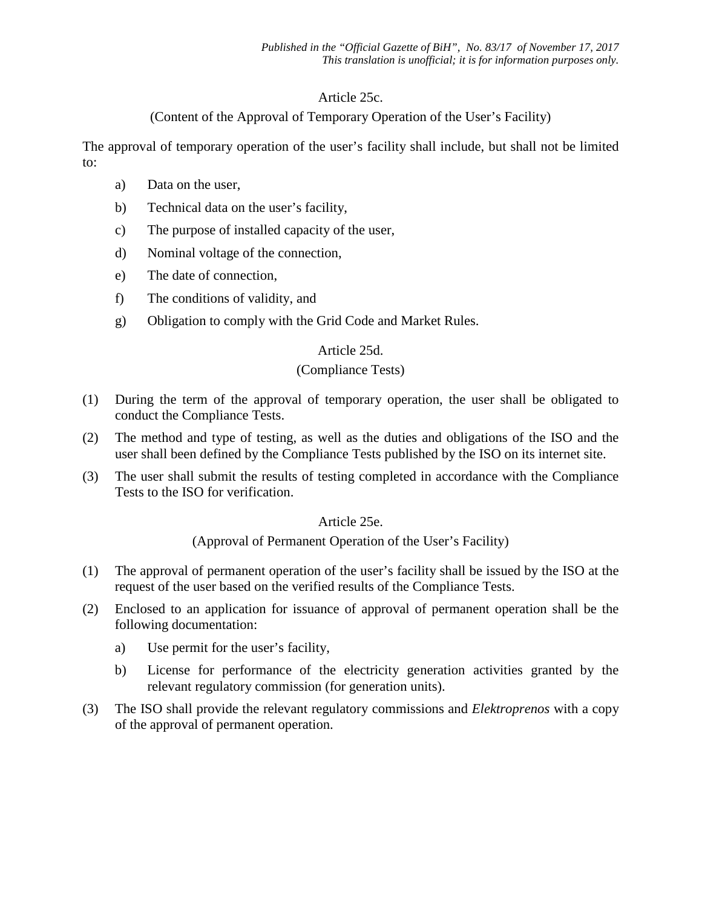## Article 25c.

### (Content of the Approval of Temporary Operation of the User's Facility)

The approval of temporary operation of the user's facility shall include, but shall not be limited to:

a) Data on the user,

b) Technical data on the user's facility,

c) The purpose of installed capacity of the user,

d) Nominal voltage of the connection,

e) The date of connection,

f) The conditions of validity, and

g) Obligation to comply with the Grid Code and Market Rules.

## Article 25d.

### (Compliance Tests)

(1) During the term of the approval of temporary operation, the user shall be obligated to conduct the Compliance Tests.

(2) The method and type of testing, as well as the duties and obligations of the ISO and the user shall been defined by the Compliance Tests published by the ISO on its internet site.

(3) The user shall submit the results of testing completed in accordance with the Compliance Tests to the ISO for verification.

## Article 25e.

### (Approval of Permanent Operation of the User's Facility)

(1) The approval of permanent operation of the user's facility shall be issued by the ISO at the request of the user based on the verified results of the Compliance Tests.

(2) Enclosed to an application for issuance of approval of permanent operation shall be the following documentation:

a) Use permit for the user's facility,

b) License for performance of the electricity generation activities granted by the relevant regulatory commission (for generation units).

(3) The ISO shall provide the relevant regulatory commissions and *Elektroprenos* with a copy of the approval of permanent operation.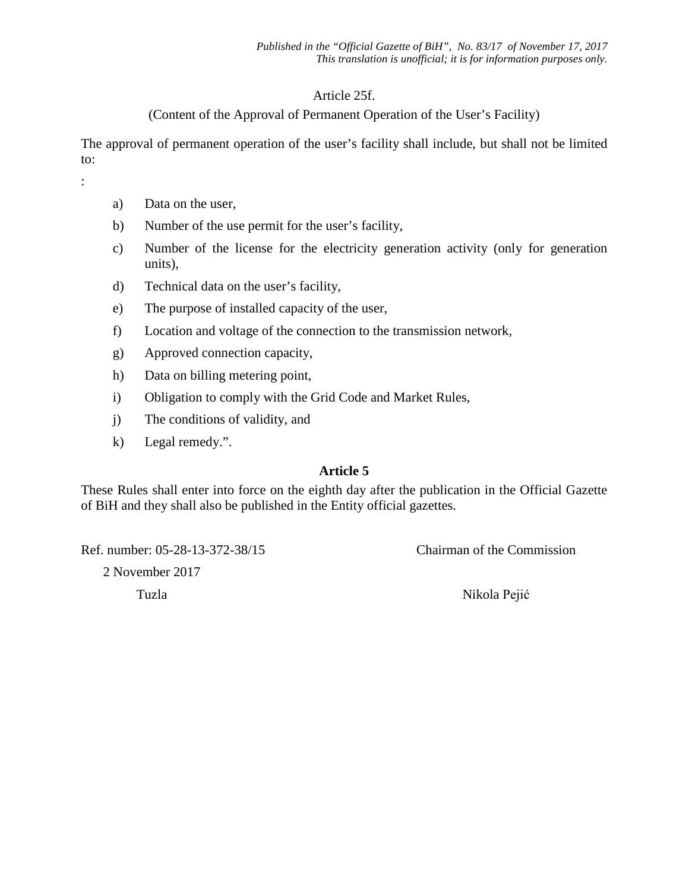Article 25f.

(Content of the Approval of Permanent Operation of the User's Facility)

The approval of permanent operation of the user's facility shall include, but shall not be limited to:

:

a) Data on the user,

b) Number of the use permit for the user's facility,

c) Number of the license for the electricity generation activity (only for generation units),

d) Technical data on the user's facility,

e) The purpose of installed capacity of the user,

f) Location and voltage of the connection to the transmission network,

g) Approved connection capacity,

h) Data on billing metering point,

i) Obligation to comply with the Grid Code and Market Rules,

j) The conditions of validity, and

k) Legal remedy.".

**Article 5**

These Rules shall enter into force on the eighth day after the publication in the Official Gazette of BiH and they shall also be published in the Entity official gazettes.

Ref. number: 05-28-13-372-38/15

2 November 2017

Tuzla

Chairman of the Commission

Nikola Pejić